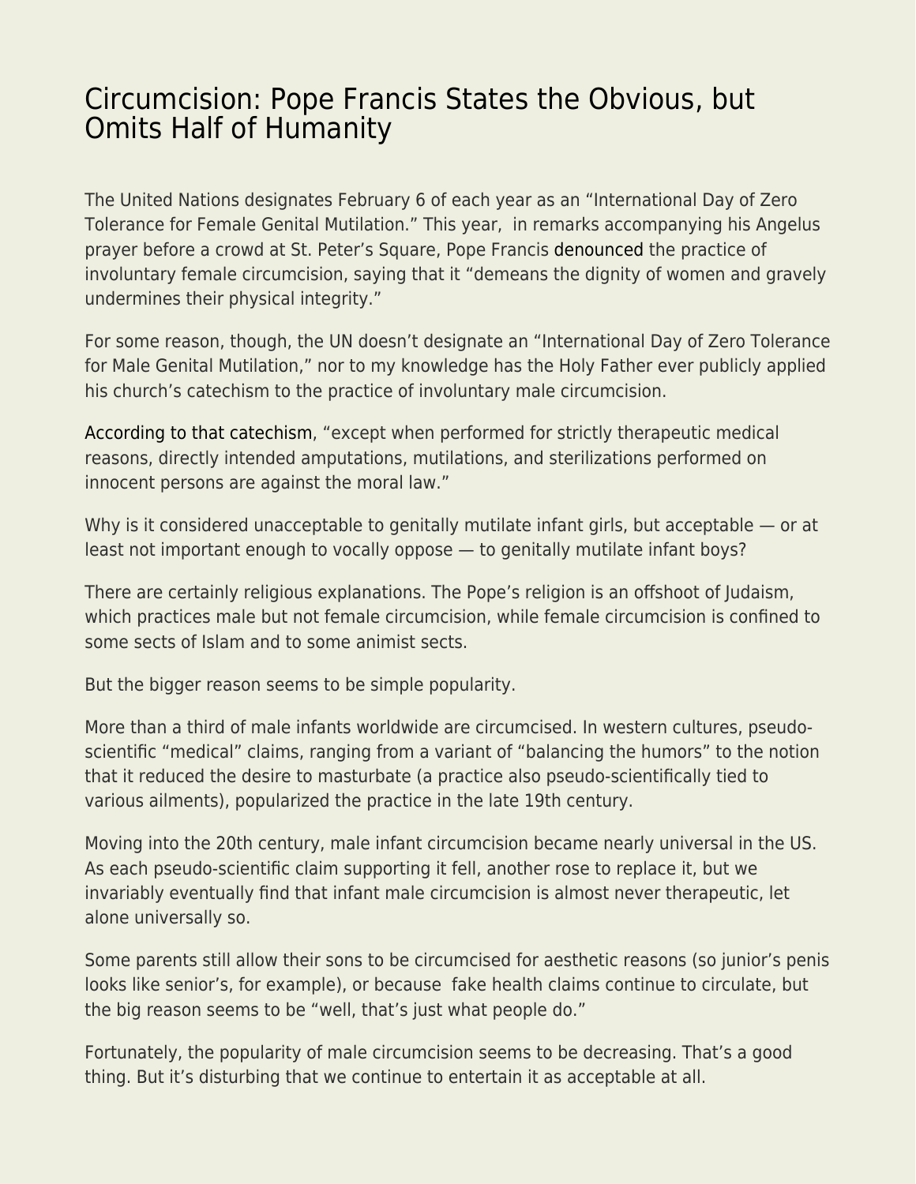# Circumcision: Pope Francis States the Obvious, but Omits Half of Humanity

The United Nations designates February 6 of each year as an "International Day of Zero Tolerance for Female Genital Mutilation." This year, in remarks accompanying his Angelus prayer before a crowd at St. Peter's Square, Pope Francis denounced the practice of involuntary female circumcision, saying that it "demeans the dignity of women and gravely undermines their physical integrity."

For some reason, though, the UN doesn't designate an "International Day of Zero Tolerance for Male Genital Mutilation," nor to my knowledge has the Holy Father ever publicly applied his church's catechism to the practice of involuntary male circumcision.

According to that catechism, "except when performed for strictly therapeutic medical reasons, directly intended amputations, mutilations, and sterilizations performed on innocent persons are against the moral law."

Why is it considered unacceptable to genitally mutilate infant girls, but acceptable — or at least not important enough to vocally oppose — to genitally mutilate infant boys?

There are certainly religious explanations. The Pope's religion is an offshoot of Judaism, which practices male but not female circumcision, while female circumcision is confined to some sects of Islam and to some animist sects.

But the bigger reason seems to be simple popularity.

More than a third of male infants worldwide are circumcised. In western cultures, pseudo-scientific "medical" claims, ranging from a variant of "balancing the humors" to the notion that it reduced the desire to masturbate (a practice also pseudo-scientifically tied to various ailments), popularized the practice in the late 19th century.

Moving into the 20th century, male infant circumcision became nearly universal in the US. As each pseudo-scientific claim supporting it fell, another rose to replace it, but we invariably eventually find that infant male circumcision is almost never therapeutic, let alone universally so.

Some parents still allow their sons to be circumcised for aesthetic reasons (so junior's penis looks like senior's, for example), or because fake health claims continue to circulate, but the big reason seems to be "well, that's just what people do."

Fortunately, the popularity of male circumcision seems to be decreasing. That's a good thing. But it's disturbing that we continue to entertain it as acceptable at all.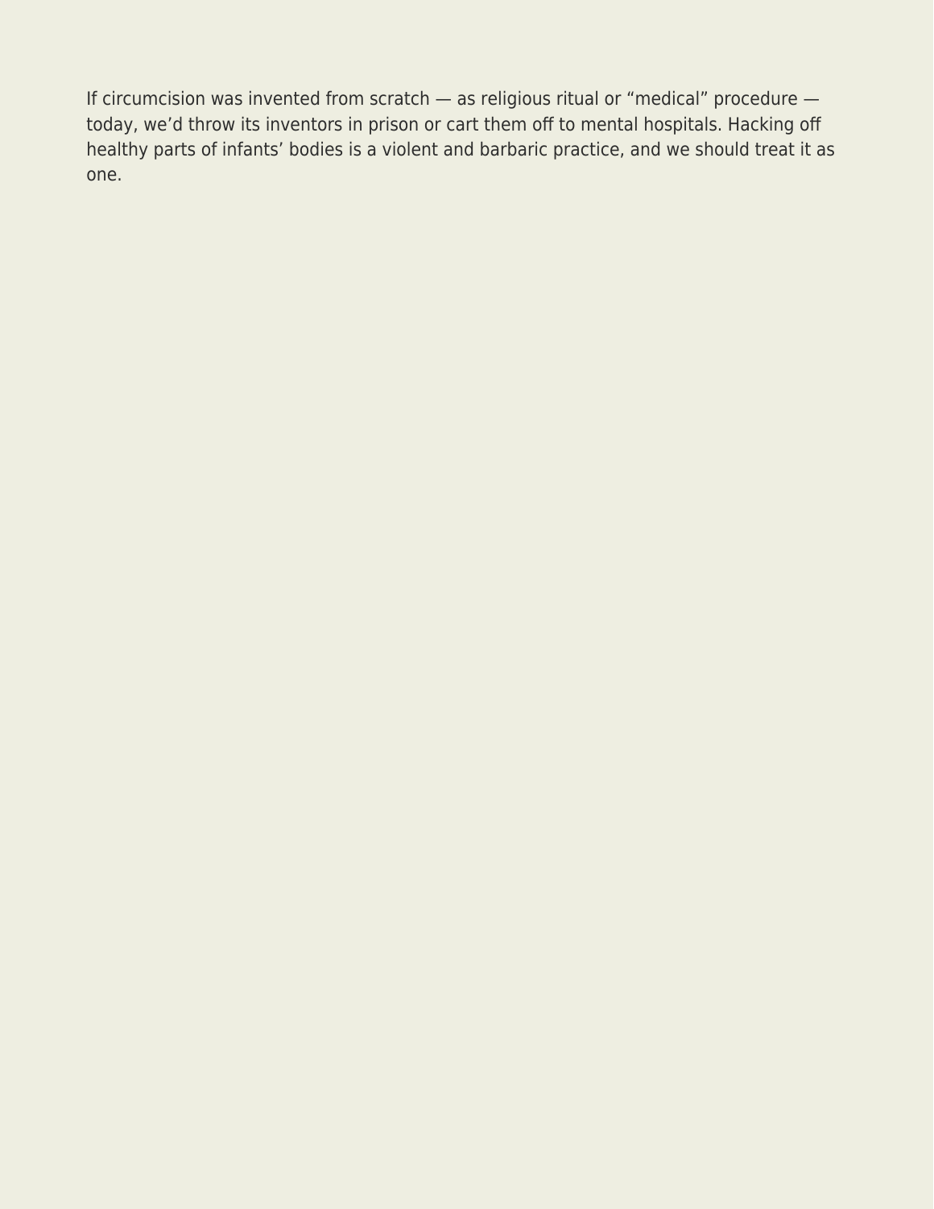If circumcision was invented from scratch — as religious ritual or “medical” procedure — today, we’d throw its inventors in prison or cart them off to mental hospitals. Hacking off healthy parts of infants’ bodies is a violent and barbaric practice, and we should treat it as one.